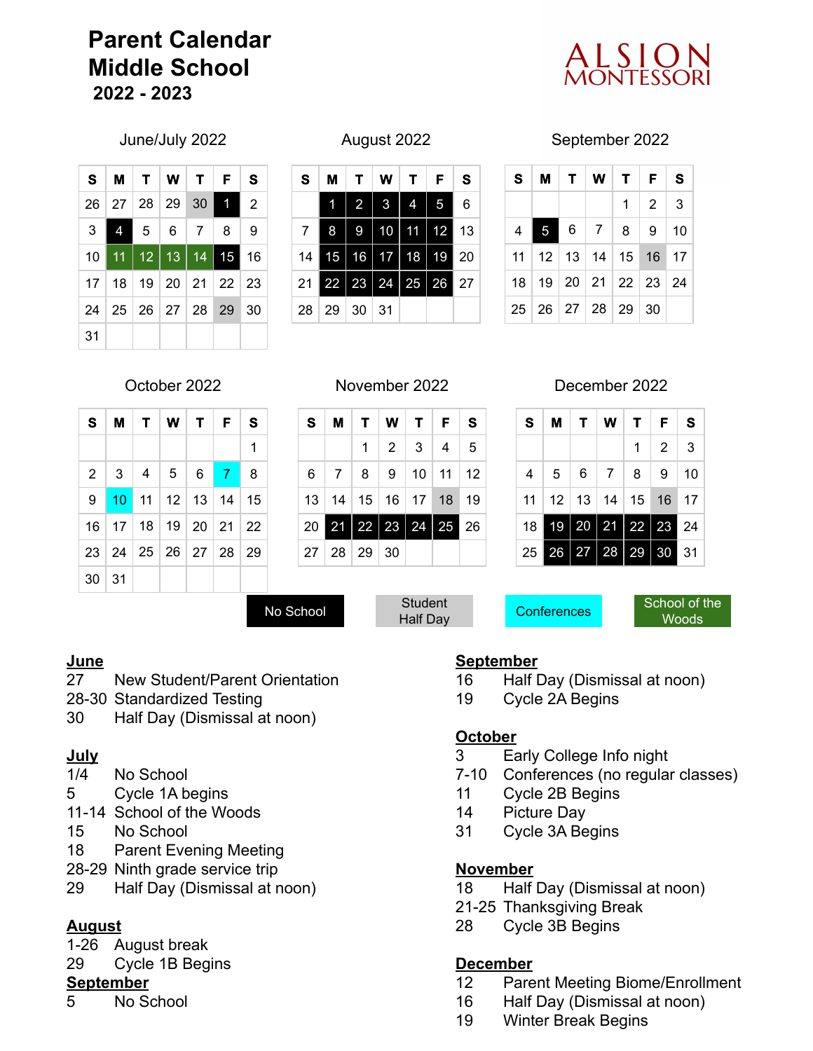# Parent Calendar
# Middle School
## 2022 - 2023

ALSION MONTESSORI

### June/July 2022

| S | M | T | W | T | F | S |
|---|---|---|---|---|---|---|
| 26 | 27 | 28 | 29 | 30 | 1 | 2 |
| 3 | 4 | 5 | 6 | 7 | 8 | 9 |
| 10 | 11 | 12 | 13 | 14 | 15 | 16 |
| 17 | 18 | 19 | 20 | 21 | 22 | 23 |
| 24 | 25 | 26 | 27 | 28 | 29 | 30 |
| 31 | | | | | | |

### August 2022

| S | M | T | W | T | F | S |
|---|---|---|---|---|---|---|
| | 1 | 2 | 3 | 4 | 5 | 6 |
| 7 | 8 | 9 | 10 | 11 | 12 | 13 |
| 14 | 15 | 16 | 17 | 18 | 19 | 20 |
| 21 | 22 | 23 | 24 | 25 | 26 | 27 |
| 28 | 29 | 30 | 31 | | | |

### September 2022

| S | M | T | W | T | F | S |
|---|---|---|---|---|---|---|
| | | | | 1 | 2 | 3 |
| 4 | 5 | 6 | 7 | 8 | 9 | 10 |
| 11 | 12 | 13 | 14 | 15 | 16 | 17 |
| 18 | 19 | 20 | 21 | 22 | 23 | 24 |
| 25 | 26 | 27 | 28 | 29 | 30 | |

### October 2022

| S | M | T | W | T | F | S |
|---|---|---|---|---|---|---|
| | | | | | | 1 |
| 2 | 3 | 4 | 5 | 6 | 7 | 8 |
| 9 | 10 | 11 | 12 | 13 | 14 | 15 |
| 16 | 17 | 18 | 19 | 20 | 21 | 22 |
| 23 | 24 | 25 | 26 | 27 | 28 | 29 |
| 30 | 31 | | | | | |

### November 2022

| S | M | T | W | T | F | S |
|---|---|---|---|---|---|---|
| | | 1 | 2 | 3 | 4 | 5 |
| 6 | 7 | 8 | 9 | 10 | 11 | 12 |
| 13 | 14 | 15 | 16 | 17 | 18 | 19 |
| 20 | 21 | 22 | 23 | 24 | 25 | 26 |
| 27 | 28 | 29 | 30 | | | |

### December 2022

| S | M | T | W | T | F | S |
|---|---|---|---|---|---|---|
| | | | | 1 | 2 | 3 |
| 4 | 5 | 6 | 7 | 8 | 9 | 10 |
| 11 | 12 | 13 | 14 | 15 | 16 | 17 |
| 18 | 19 | 20 | 21 | 22 | 23 | 24 |
| 25 | 26 | 27 | 28 | 29 | 30 | 31 |

No School | Student Half Day | Conferences | School of the Woods

**June**
- 27 New Student/Parent Orientation
- 28-30 Standardized Testing
- 30 Half Day (Dismissal at noon)

**July**
- 1/4 No School
- 5 Cycle 1A begins
- 11-14 School of the Woods
- 15 No School
- 18 Parent Evening Meeting
- 28-29 Ninth grade service trip
- 29 Half Day (Dismissal at noon)

**August**
- 1-26 August break
- 29 Cycle 1B Begins

**September**
- 5 No School
- 16 Half Day (Dismissal at noon)
- 19 Cycle 2A Begins

**October**
- 3 Early College Info night
- 7-10 Conferences (no regular classes)
- 11 Cycle 2B Begins
- 14 Picture Day
- 31 Cycle 3A Begins

**November**
- 18 Half Day (Dismissal at noon)
- 21-25 Thanksgiving Break
- 28 Cycle 3B Begins

**December**
- 12 Parent Meeting Biome/Enrollment
- 16 Half Day (Dismissal at noon)
- 19 Winter Break Begins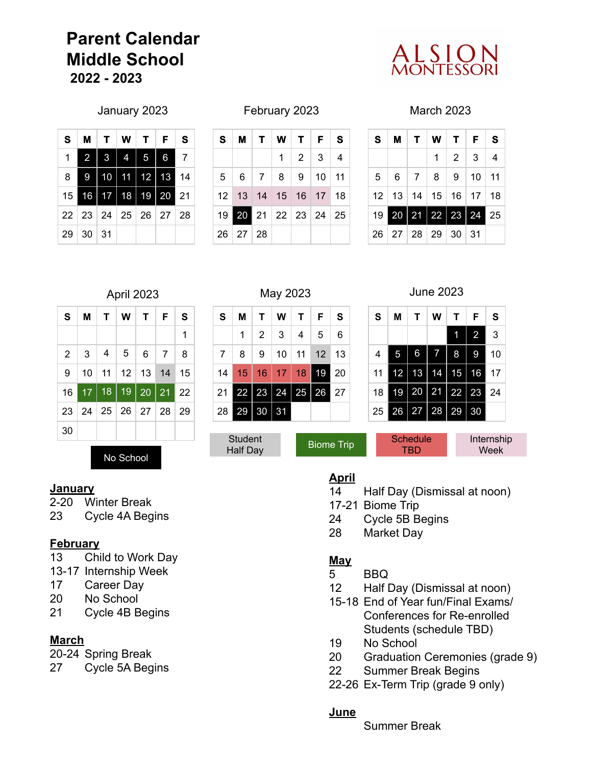# Parent Calendar Middle School 2022 - 2023

ALSION MONTESSORI

### January 2023

| S | M | T | W | T | F | S |
|---|---|---|---|---|---|---|
| 1 | 2 | 3 | 4 | 5 | 6 | 7 |
| 8 | 9 | 10 | 11 | 12 | 13 | 14 |
| 15 | 16 | 17 | 18 | 19 | 20 | 21 |
| 22 | 23 | 24 | 25 | 26 | 27 | 28 |
| 29 | 30 | 31 | | | | |

### February 2023

| S | M | T | W | T | F | S |
|---|---|---|---|---|---|---|
| | | | 1 | 2 | 3 | 4 |
| 5 | 6 | 7 | 8 | 9 | 10 | 11 |
| 12 | 13 | 14 | 15 | 16 | 17 | 18 |
| 19 | 20 | 21 | 22 | 23 | 24 | 25 |
| 26 | 27 | 28 | | | | |

### March 2023

| S | M | T | W | T | F | S |
|---|---|---|---|---|---|---|
| | | | 1 | 2 | 3 | 4 |
| 5 | 6 | 7 | 8 | 9 | 10 | 11 |
| 12 | 13 | 14 | 15 | 16 | 17 | 18 |
| 19 | 20 | 21 | 22 | 23 | 24 | 25 |
| 26 | 27 | 28 | 29 | 30 | 31 | |

### April 2023

| S | M | T | W | T | F | S |
|---|---|---|---|---|---|---|
| | | | | | | 1 |
| 2 | 3 | 4 | 5 | 6 | 7 | 8 |
| 9 | 10 | 11 | 12 | 13 | 14 | 15 |
| 16 | 17 | 18 | 19 | 20 | 21 | 22 |
| 23 | 24 | 25 | 26 | 27 | 28 | 29 |
| 30 | | | | | | |

### May 2023

| S | M | T | W | T | F | S |
|---|---|---|---|---|---|---|
| | 1 | 2 | 3 | 4 | 5 | 6 |
| 7 | 8 | 9 | 10 | 11 | 12 | 13 |
| 14 | 15 | 16 | 17 | 18 | 19 | 20 |
| 21 | 22 | 23 | 24 | 25 | 26 | 27 |
| 28 | 29 | 30 | 31 | | | |

### June 2023

| S | M | T | W | T | F | S |
|---|---|---|---|---|---|---|
| | | | | 1 | 2 | 3 |
| 4 | 5 | 6 | 7 | 8 | 9 | 10 |
| 11 | 12 | 13 | 14 | 15 | 16 | 17 |
| 18 | 19 | 20 | 21 | 22 | 23 | 24 |
| 25 | 26 | 27 | 28 | 29 | 30 | |

No School

Student Half Day

Biome Trip

Schedule TBD

Internship Week

**January**

2-20 Winter Break
23 Cycle 4A Begins

**February**

13 Child to Work Day
13-17 Internship Week
17 Career Day
20 No School
21 Cycle 4B Begins

**March**

20-24 Spring Break
27 Cycle 5A Begins

**April**

14 Half Day (Dismissal at noon)
17-21 Biome Trip
24 Cycle 5B Begins
28 Market Day

**May**

5 BBQ
12 Half Day (Dismissal at noon)
15-18 End of Year fun/Final Exams/ Conferences for Re-enrolled Students (schedule TBD)
19 No School
20 Graduation Ceremonies (grade 9)
22 Summer Break Begins
22-26 Ex-Term Trip (grade 9 only)

**June**

Summer Break